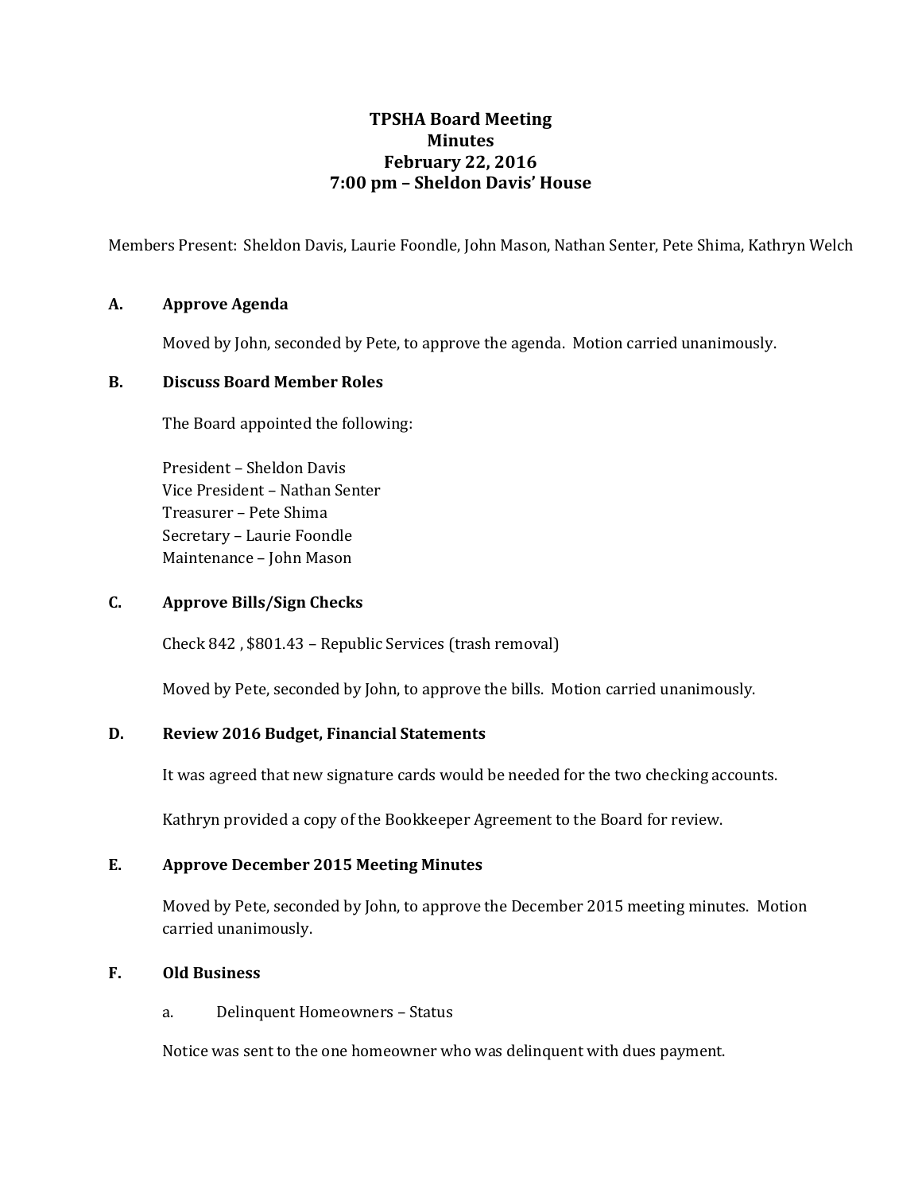# TPSHA Board Meeting
# Minutes
# February 22, 2016
# 7:00 pm – Sheldon Davis' House

Members Present: Sheldon Davis, Laurie Foondle, John Mason, Nathan Senter, Pete Shima, Kathryn Welch

## A. Approve Agenda

Moved by John, seconded by Pete, to approve the agenda. Motion carried unanimously.

## B. Discuss Board Member Roles

The Board appointed the following:

President – Sheldon Davis
Vice President – Nathan Senter
Treasurer – Pete Shima
Secretary – Laurie Foondle
Maintenance – John Mason

## C. Approve Bills/Sign Checks

Check 842 , $801.43 – Republic Services (trash removal)

Moved by Pete, seconded by John, to approve the bills. Motion carried unanimously.

## D. Review 2016 Budget, Financial Statements

It was agreed that new signature cards would be needed for the two checking accounts.

Kathryn provided a copy of the Bookkeeper Agreement to the Board for review.

## E. Approve December 2015 Meeting Minutes

Moved by Pete, seconded by John, to approve the December 2015 meeting minutes. Motion carried unanimously.

## F. Old Business

a. Delinquent Homeowners – Status

Notice was sent to the one homeowner who was delinquent with dues payment.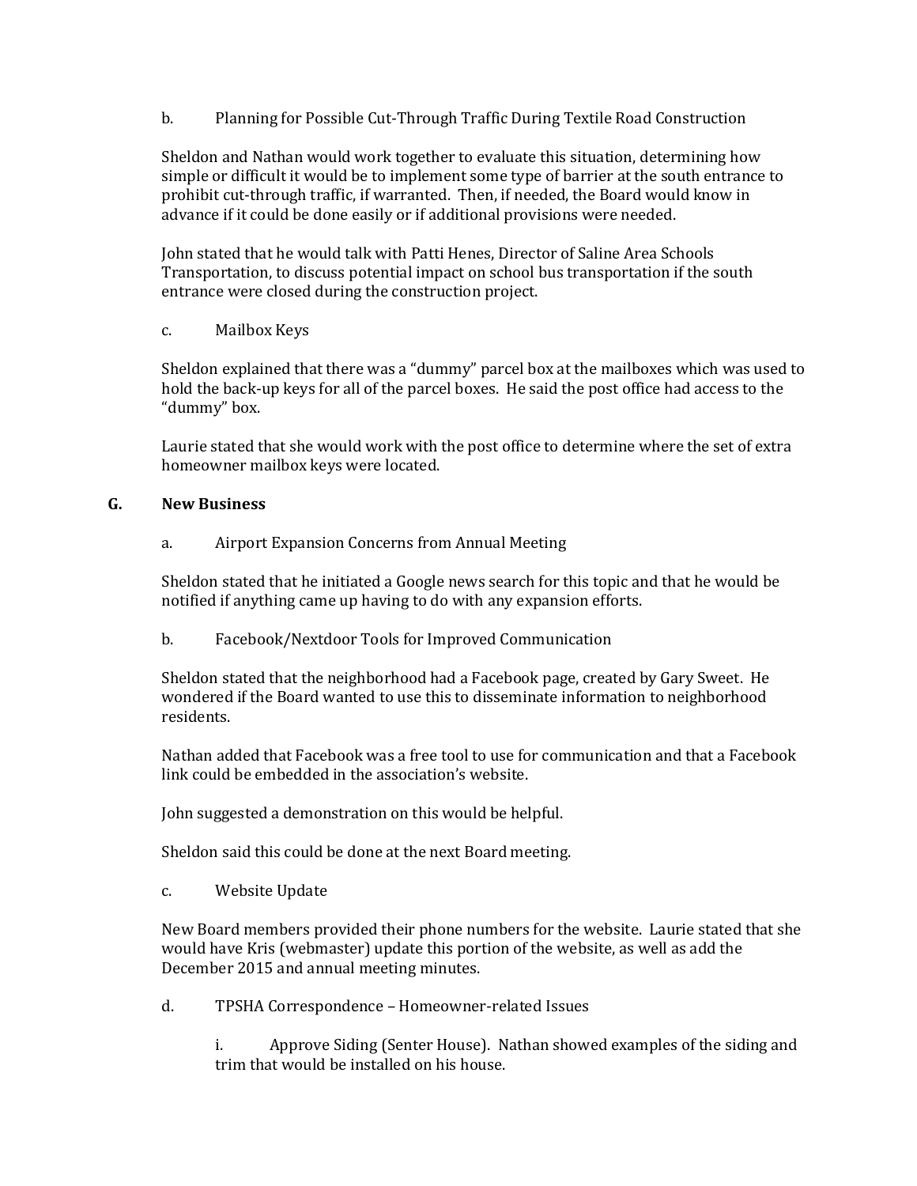b. Planning for Possible Cut-Through Traffic During Textile Road Construction

Sheldon and Nathan would work together to evaluate this situation, determining how simple or difficult it would be to implement some type of barrier at the south entrance to prohibit cut-through traffic, if warranted. Then, if needed, the Board would know in advance if it could be done easily or if additional provisions were needed.

John stated that he would talk with Patti Henes, Director of Saline Area Schools Transportation, to discuss potential impact on school bus transportation if the south entrance were closed during the construction project.

c. Mailbox Keys

Sheldon explained that there was a "dummy" parcel box at the mailboxes which was used to hold the back-up keys for all of the parcel boxes. He said the post office had access to the "dummy" box.

Laurie stated that she would work with the post office to determine where the set of extra homeowner mailbox keys were located.

## G. New Business

a. Airport Expansion Concerns from Annual Meeting

Sheldon stated that he initiated a Google news search for this topic and that he would be notified if anything came up having to do with any expansion efforts.

b. Facebook/Nextdoor Tools for Improved Communication

Sheldon stated that the neighborhood had a Facebook page, created by Gary Sweet. He wondered if the Board wanted to use this to disseminate information to neighborhood residents.

Nathan added that Facebook was a free tool to use for communication and that a Facebook link could be embedded in the association's website.

John suggested a demonstration on this would be helpful.

Sheldon said this could be done at the next Board meeting.

c. Website Update

New Board members provided their phone numbers for the website. Laurie stated that she would have Kris (webmaster) update this portion of the website, as well as add the December 2015 and annual meeting minutes.

d. TPSHA Correspondence – Homeowner-related Issues

i. Approve Siding (Senter House). Nathan showed examples of the siding and trim that would be installed on his house.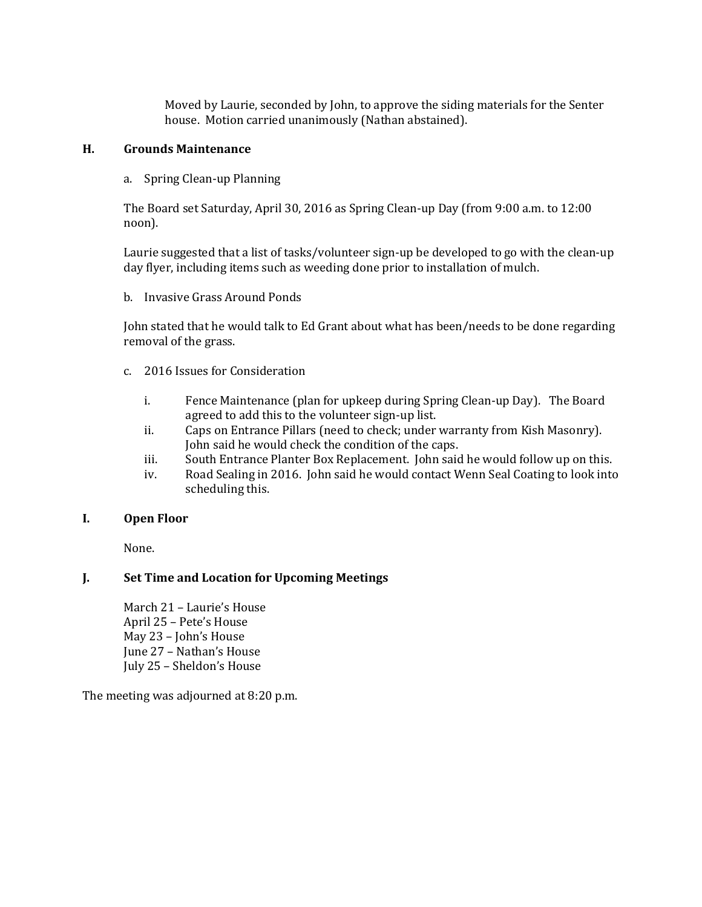Moved by Laurie, seconded by John, to approve the siding materials for the Senter house. Motion carried unanimously (Nathan abstained).

**H. Grounds Maintenance**

a. Spring Clean-up Planning

The Board set Saturday, April 30, 2016 as Spring Clean-up Day (from 9:00 a.m. to 12:00 noon).

Laurie suggested that a list of tasks/volunteer sign-up be developed to go with the clean-up day flyer, including items such as weeding done prior to installation of mulch.

b. Invasive Grass Around Ponds

John stated that he would talk to Ed Grant about what has been/needs to be done regarding removal of the grass.

c. 2016 Issues for Consideration

i. Fence Maintenance (plan for upkeep during Spring Clean-up Day). The Board agreed to add this to the volunteer sign-up list.
ii. Caps on Entrance Pillars (need to check; under warranty from Kish Masonry). John said he would check the condition of the caps.
iii. South Entrance Planter Box Replacement. John said he would follow up on this.
iv. Road Sealing in 2016. John said he would contact Wenn Seal Coating to look into scheduling this.

**I. Open Floor**

None.

**J. Set Time and Location for Upcoming Meetings**

March 21 – Laurie's House
April 25 – Pete's House
May 23 – John's House
June 27 – Nathan's House
July 25 – Sheldon's House

The meeting was adjourned at 8:20 p.m.